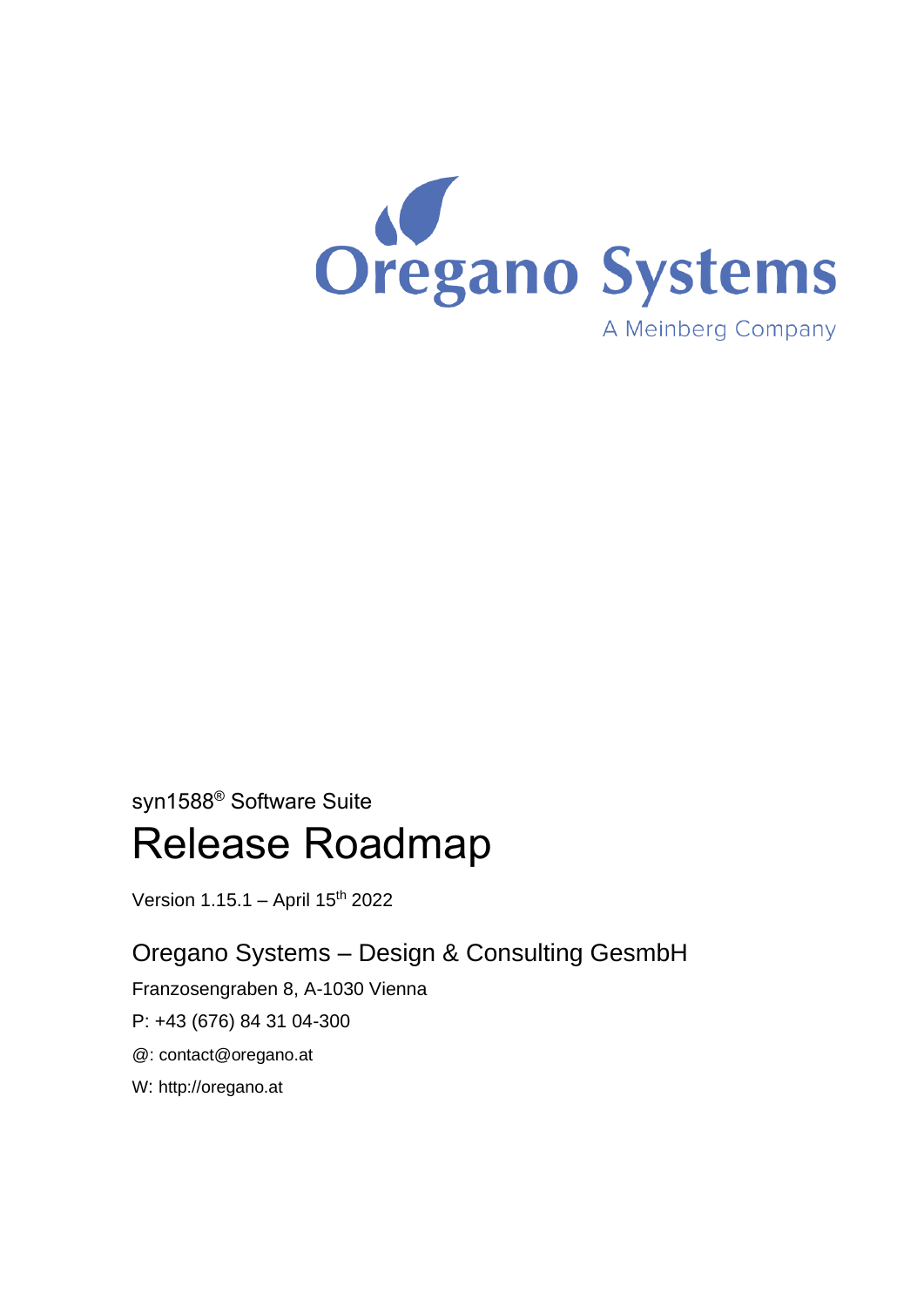Oregano Systems

A Meinberg Company

syn1588® Software Suite

# Release Roadmap

Version 1.15.1 – April 15th 2022

## Oregano Systems – Design & Consulting GesmbH

Franzosengraben 8, A-1030 Vienna

P: +43 (676) 84 31 04-300

@: contact@oregano.at

W: http://oregano.at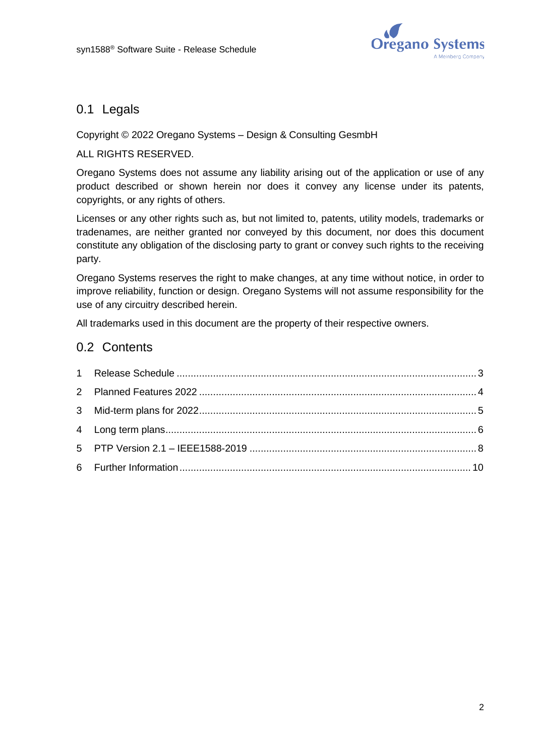## 0.1 Legals

Copyright © 2022 Oregano Systems – Design & Consulting GesmbH

ALL RIGHTS RESERVED.

Oregano Systems does not assume any liability arising out of the application or use of any product described or shown herein nor does it convey any license under its patents, copyrights, or any rights of others.

Licenses or any other rights such as, but not limited to, patents, utility models, trademarks or tradenames, are neither granted nor conveyed by this document, nor does this document constitute any obligation of the disclosing party to grant or convey such rights to the receiving party.

Oregano Systems reserves the right to make changes, at any time without notice, in order to improve reliability, function or design. Oregano Systems will not assume responsibility for the use of any circuitry described herein.

All trademarks used in this document are the property of their respective owners.

## 0.2 Contents

1 Release Schedule ........................................................................ 3

2 Planned Features 2022 ................................................................ 4

3 Mid-term plans for 2022 .............................................................. 5

4 Long term plans ............................................................................ 6

5 PTP Version 2.1 – IEEE1588-2019 ............................................... 8

6 Further Information ....................................................................... 10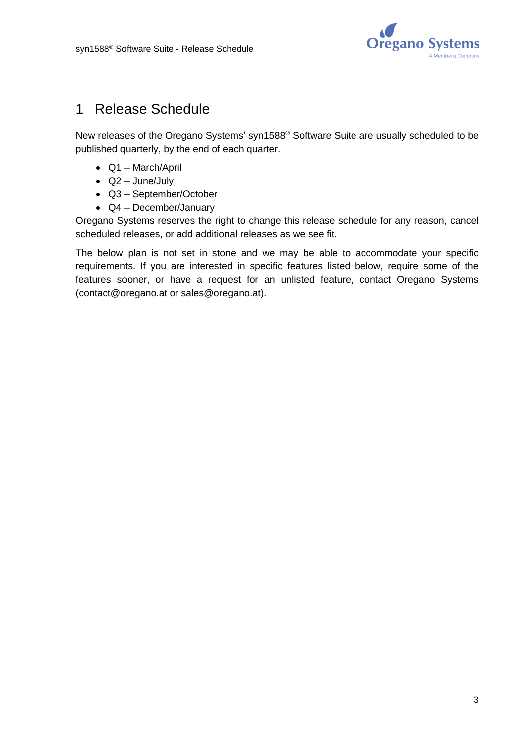# 1 Release Schedule

New releases of the Oregano Systems' syn1588® Software Suite are usually scheduled to be published quarterly, by the end of each quarter.

- Q1 – March/April
- Q2 – June/July
- Q3 – September/October
- Q4 – December/January

Oregano Systems reserves the right to change this release schedule for any reason, cancel scheduled releases, or add additional releases as we see fit.

The below plan is not set in stone and we may be able to accommodate your specific requirements. If you are interested in specific features listed below, require some of the features sooner, or have a request for an unlisted feature, contact Oregano Systems (contact@oregano.at or sales@oregano.at).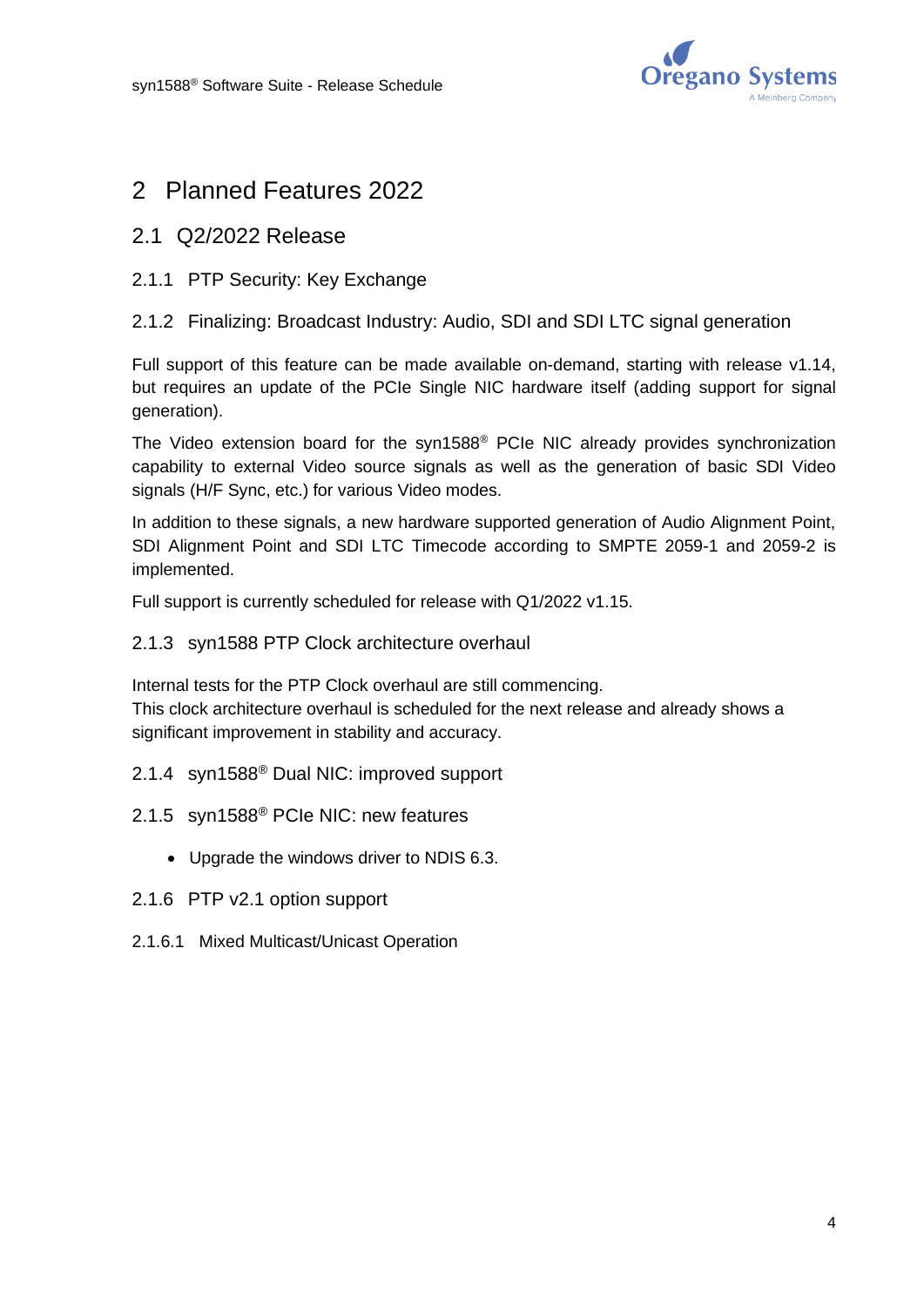# 2 Planned Features 2022

## 2.1 Q2/2022 Release

### 2.1.1 PTP Security: Key Exchange

### 2.1.2 Finalizing: Broadcast Industry: Audio, SDI and SDI LTC signal generation

Full support of this feature can be made available on-demand, starting with release v1.14, but requires an update of the PCIe Single NIC hardware itself (adding support for signal generation).

The Video extension board for the syn1588® PCIe NIC already provides synchronization capability to external Video source signals as well as the generation of basic SDI Video signals (H/F Sync, etc.) for various Video modes.

In addition to these signals, a new hardware supported generation of Audio Alignment Point, SDI Alignment Point and SDI LTC Timecode according to SMPTE 2059-1 and 2059-2 is implemented.

Full support is currently scheduled for release with Q1/2022 v1.15.

### 2.1.3 syn1588 PTP Clock architecture overhaul

Internal tests for the PTP Clock overhaul are still commencing.
This clock architecture overhaul is scheduled for the next release and already shows a significant improvement in stability and accuracy.

### 2.1.4 syn1588® Dual NIC: improved support

### 2.1.5 syn1588® PCIe NIC: new features

- Upgrade the windows driver to NDIS 6.3.

### 2.1.6 PTP v2.1 option support

#### 2.1.6.1 Mixed Multicast/Unicast Operation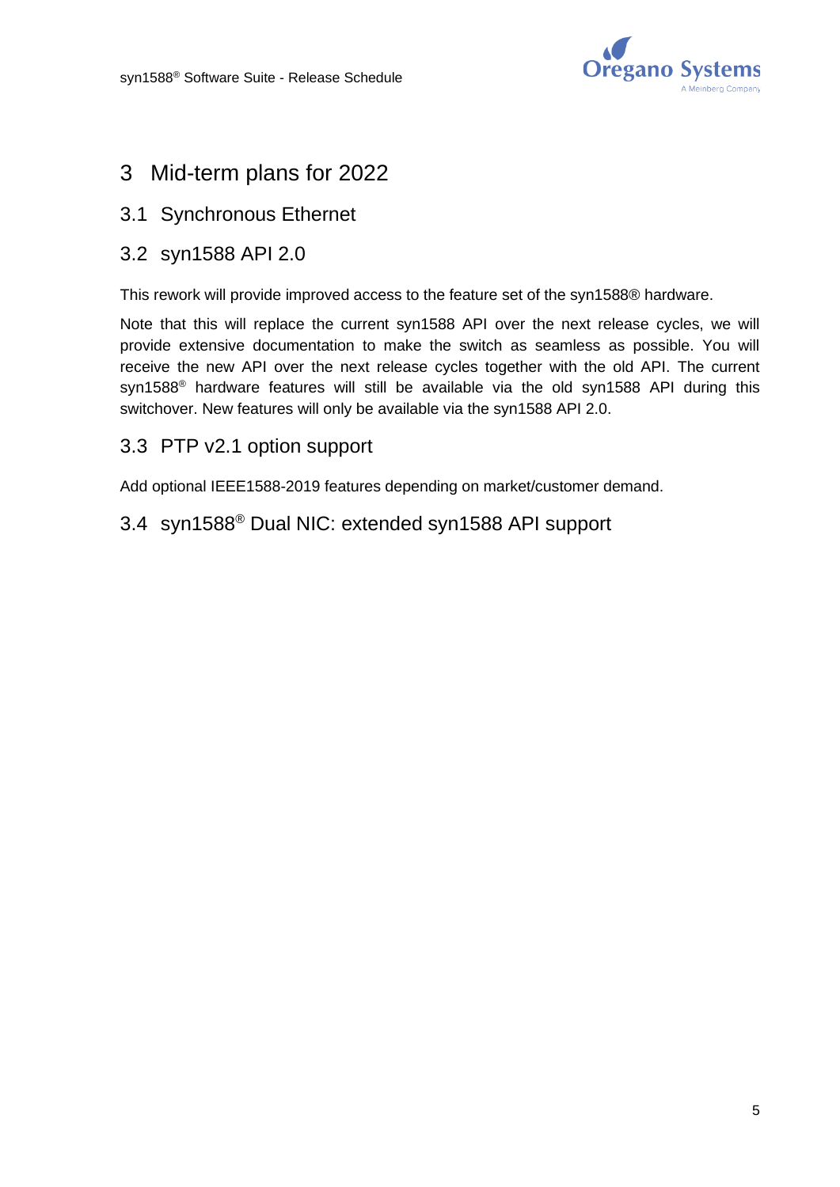# 3 Mid-term plans for 2022

## 3.1 Synchronous Ethernet

## 3.2 syn1588 API 2.0

This rework will provide improved access to the feature set of the syn1588® hardware.

Note that this will replace the current syn1588 API over the next release cycles, we will provide extensive documentation to make the switch as seamless as possible. You will receive the new API over the next release cycles together with the old API. The current syn1588® hardware features will still be available via the old syn1588 API during this switchover. New features will only be available via the syn1588 API 2.0.

## 3.3 PTP v2.1 option support

Add optional IEEE1588-2019 features depending on market/customer demand.

## 3.4 syn1588® Dual NIC: extended syn1588 API support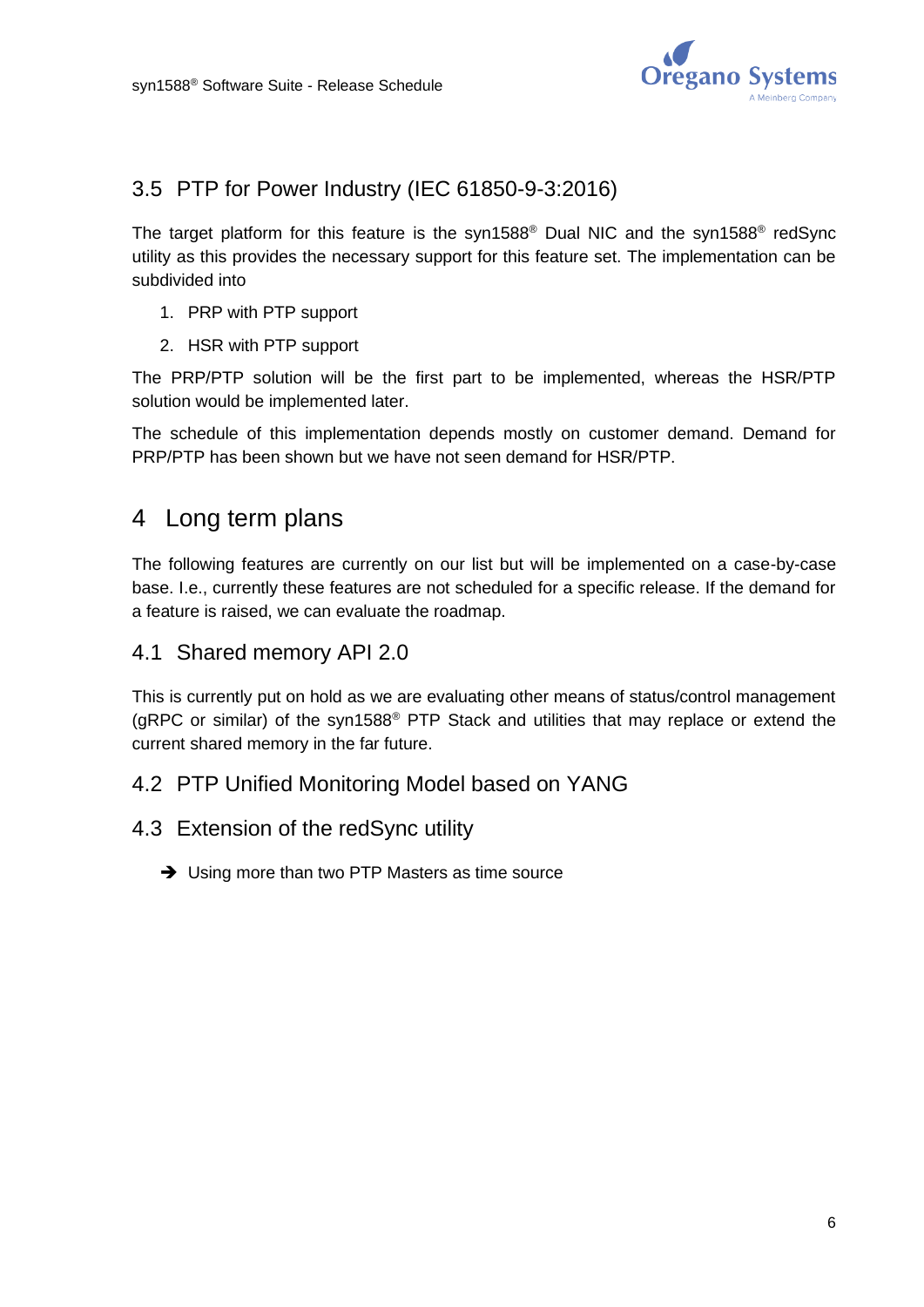### 3.5 PTP for Power Industry (IEC 61850-9-3:2016)

The target platform for this feature is the syn1588® Dual NIC and the syn1588® redSync utility as this provides the necessary support for this feature set. The implementation can be subdivided into

1. PRP with PTP support
2. HSR with PTP support

The PRP/PTP solution will be the first part to be implemented, whereas the HSR/PTP solution would be implemented later.

The schedule of this implementation depends mostly on customer demand. Demand for PRP/PTP has been shown but we have not seen demand for HSR/PTP.

## 4 Long term plans

The following features are currently on our list but will be implemented on a case-by-case base. I.e., currently these features are not scheduled for a specific release. If the demand for a feature is raised, we can evaluate the roadmap.

### 4.1 Shared memory API 2.0

This is currently put on hold as we are evaluating other means of status/control management (gRPC or similar) of the syn1588® PTP Stack and utilities that may replace or extend the current shared memory in the far future.

### 4.2 PTP Unified Monitoring Model based on YANG

### 4.3 Extension of the redSync utility

- ➔ Using more than two PTP Masters as time source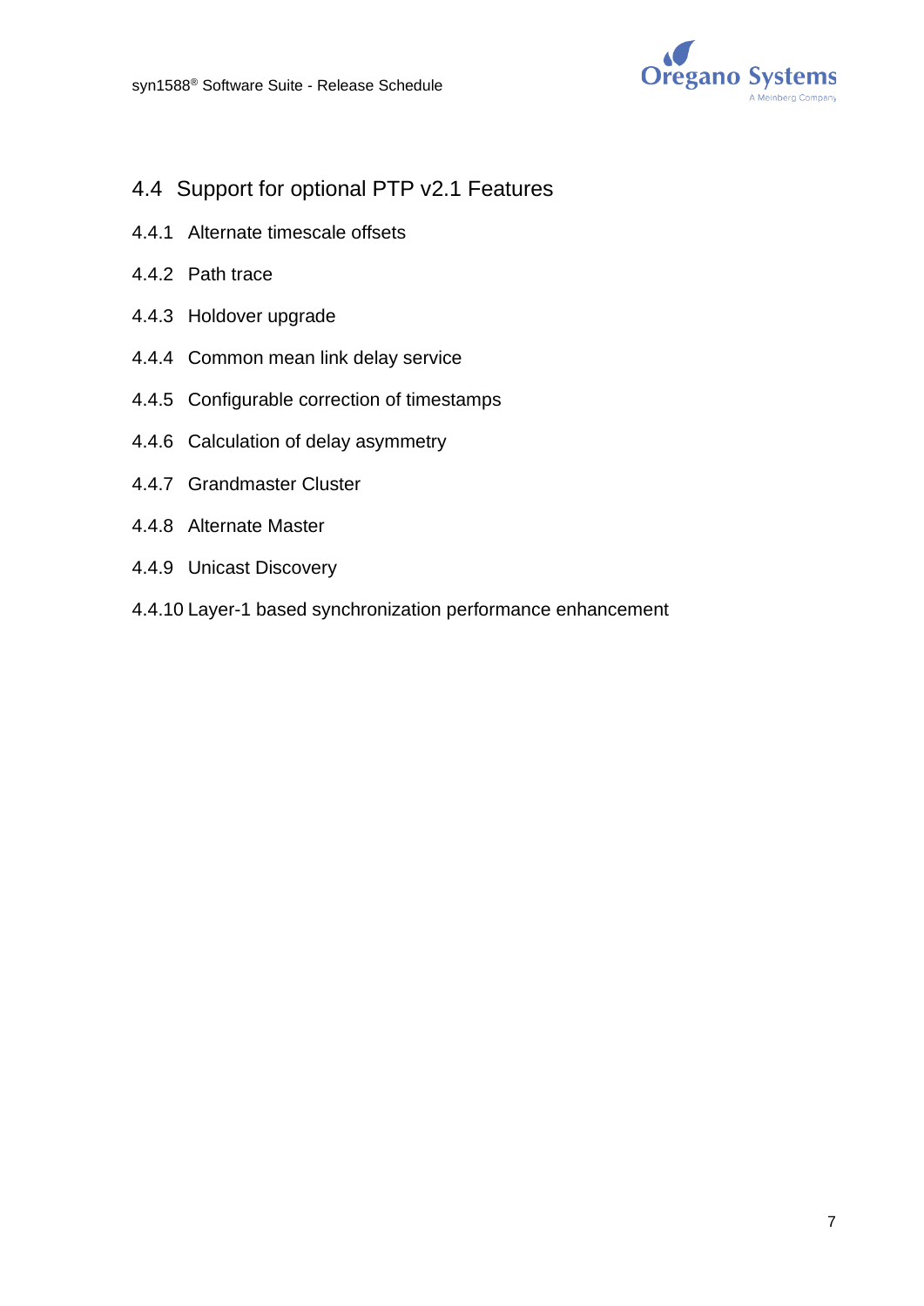## 4.4 Support for optional PTP v2.1 Features

### 4.4.1 Alternate timescale offsets

### 4.4.2 Path trace

### 4.4.3 Holdover upgrade

### 4.4.4 Common mean link delay service

### 4.4.5 Configurable correction of timestamps

### 4.4.6 Calculation of delay asymmetry

### 4.4.7 Grandmaster Cluster

### 4.4.8 Alternate Master

### 4.4.9 Unicast Discovery

### 4.4.10 Layer-1 based synchronization performance enhancement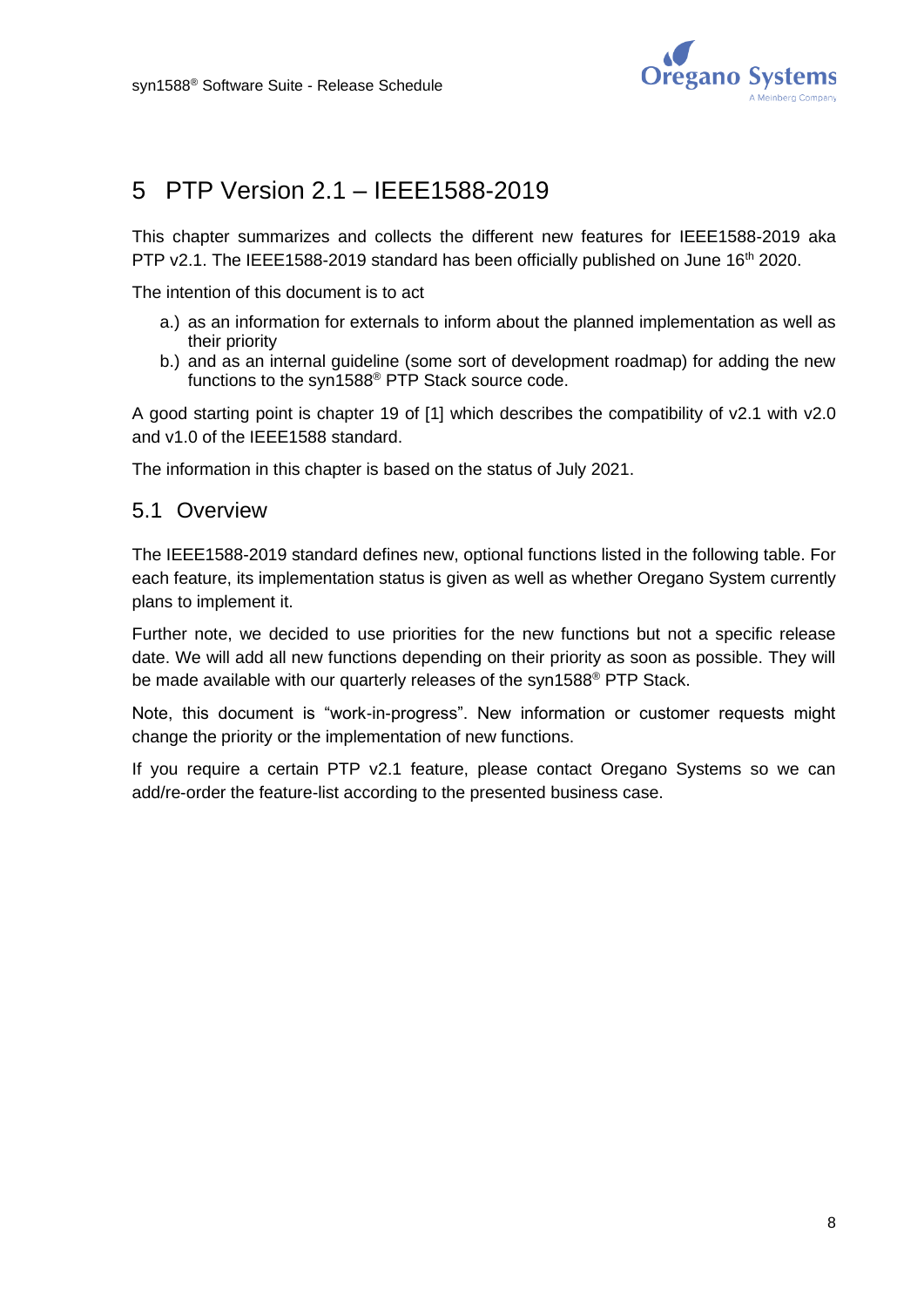# 5 PTP Version 2.1 – IEEE1588-2019

This chapter summarizes and collects the different new features for IEEE1588-2019 aka PTP v2.1. The IEEE1588-2019 standard has been officially published on June 16th 2020.

The intention of this document is to act

a.) as an information for externals to inform about the planned implementation as well as their priority
b.) and as an internal guideline (some sort of development roadmap) for adding the new functions to the syn1588® PTP Stack source code.

A good starting point is chapter 19 of [1] which describes the compatibility of v2.1 with v2.0 and v1.0 of the IEEE1588 standard.

The information in this chapter is based on the status of July 2021.

## 5.1 Overview

The IEEE1588-2019 standard defines new, optional functions listed in the following table. For each feature, its implementation status is given as well as whether Oregano System currently plans to implement it.

Further note, we decided to use priorities for the new functions but not a specific release date. We will add all new functions depending on their priority as soon as possible. They will be made available with our quarterly releases of the syn1588® PTP Stack.

Note, this document is "work-in-progress". New information or customer requests might change the priority or the implementation of new functions.

If you require a certain PTP v2.1 feature, please contact Oregano Systems so we can add/re-order the feature-list according to the presented business case.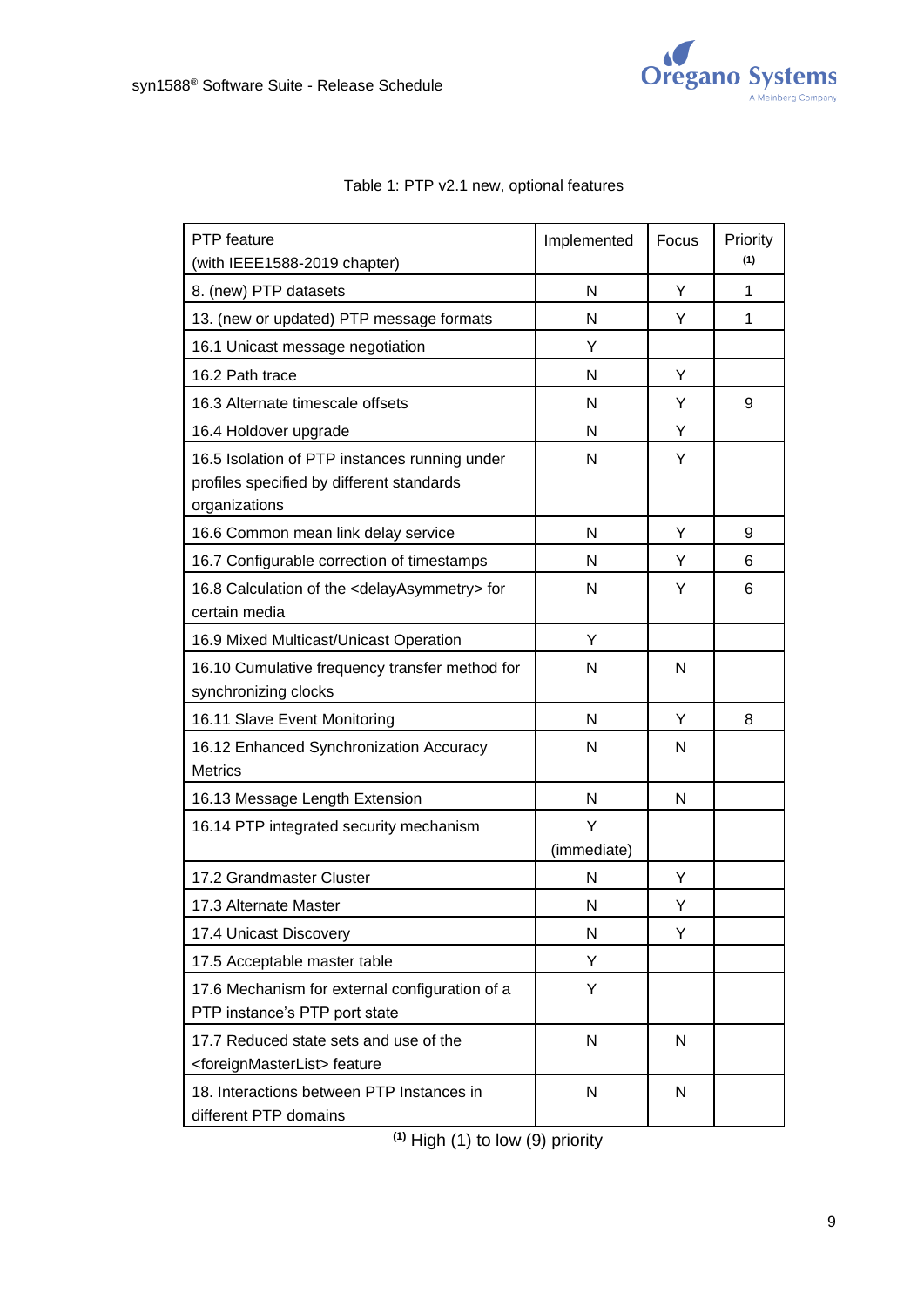Table 1: PTP v2.1 new, optional features

| PTP feature (with IEEE1588-2019 chapter) | Implemented | Focus | Priority [(1)] |
|---|---|---|---|
| 8. (new) PTP datasets | N | Y | 1 |
| 13. (new or updated) PTP message formats | N | Y | 1 |
| 16.1 Unicast message negotiation | Y | | |
| 16.2 Path trace | N | Y | |
| 16.3 Alternate timescale offsets | N | Y | 9 |
| 16.4 Holdover upgrade | N | Y | |
| 16.5 Isolation of PTP instances running under profiles specified by different standards organizations | N | Y | |
| 16.6 Common mean link delay service | N | Y | 9 |
| 16.7 Configurable correction of timestamps | N | Y | 6 |
| 16.8 Calculation of the <delayAsymmetry> for certain media | N | Y | 6 |
| 16.9 Mixed Multicast/Unicast Operation | Y | | |
| 16.10 Cumulative frequency transfer method for synchronizing clocks | N | N | |
| 16.11 Slave Event Monitoring | N | Y | 8 |
| 16.12 Enhanced Synchronization Accuracy Metrics | N | N | |
| 16.13 Message Length Extension | N | N | |
| 16.14 PTP integrated security mechanism | Y (immediate) | | |
| 17.2 Grandmaster Cluster | N | Y | |
| 17.3 Alternate Master | N | Y | |
| 17.4 Unicast Discovery | N | Y | |
| 17.5 Acceptable master table | Y | | |
| 17.6 Mechanism for external configuration of a PTP instance's PTP port state | Y | | |
| 17.7 Reduced state sets and use of the <foreignMasterList> feature | N | N | |
| 18. Interactions between PTP Instances in different PTP domains | N | N | |

[(1)] High (1) to low (9) priority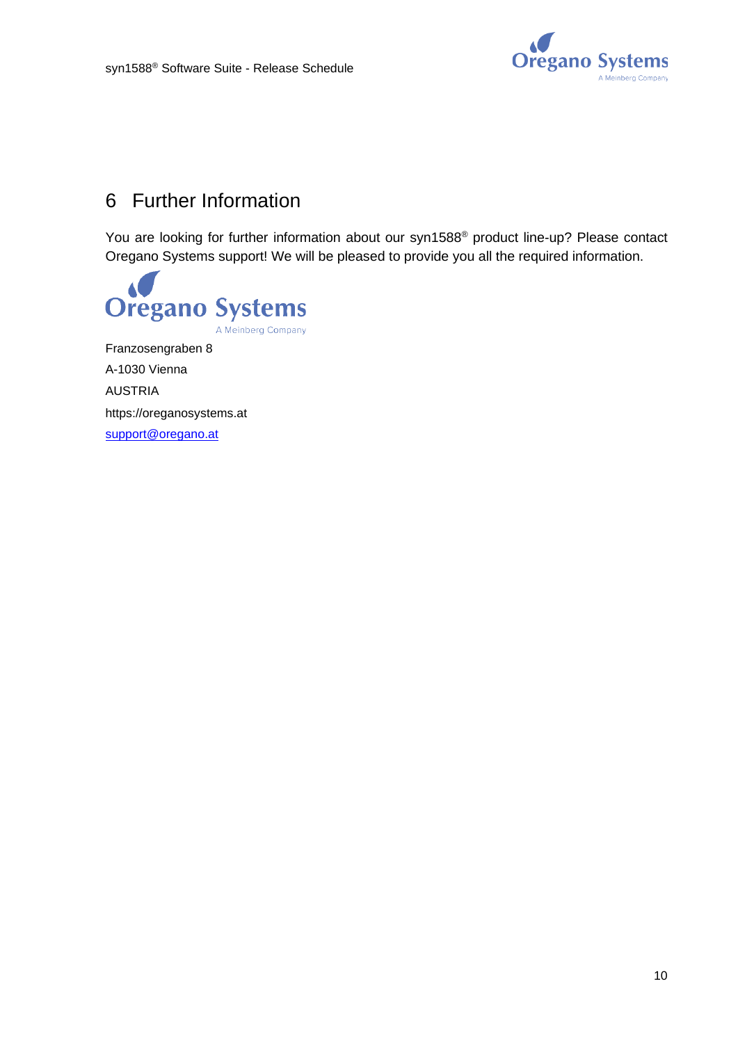# 6 Further Information

You are looking for further information about our syn1588® product line-up? Please contact Oregano Systems support! We will be pleased to provide you all the required information.

Oregano Systems
A Meinberg Company

Franzosengraben 8

A-1030 Vienna

AUSTRIA

https://oreganosystems.at

support@oregano.at